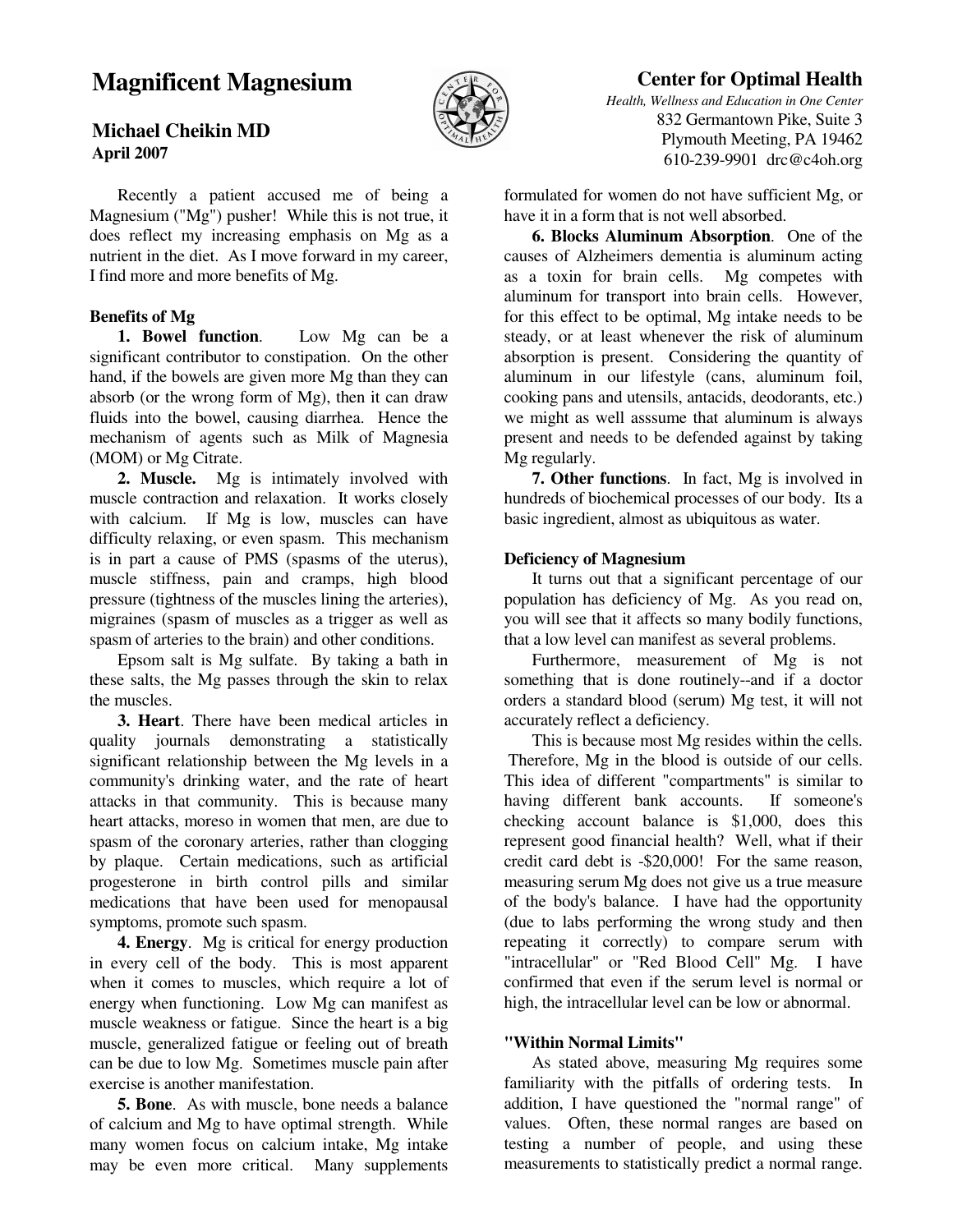# Magnificent Magnesium

**Michael Cheikin MD**
**April 2007**

**Center for Optimal Health**
*Health, Wellness and Education in One Center*
832 Germantown Pike, Suite 3
Plymouth Meeting, PA 19462
610-239-9901 drc@c4oh.org

Recently a patient accused me of being a Magnesium ("Mg") pusher! While this is not true, it does reflect my increasing emphasis on Mg as a nutrient in the diet. As I move forward in my career, I find more and more benefits of Mg.

### Benefits of Mg

**1. Bowel function**. Low Mg can be a significant contributor to constipation. On the other hand, if the bowels are given more Mg than they can absorb (or the wrong form of Mg), then it can draw fluids into the bowel, causing diarrhea. Hence the mechanism of agents such as Milk of Magnesia (MOM) or Mg Citrate.

**2. Muscle.** Mg is intimately involved with muscle contraction and relaxation. It works closely with calcium. If Mg is low, muscles can have difficulty relaxing, or even spasm. This mechanism is in part a cause of PMS (spasms of the uterus), muscle stiffness, pain and cramps, high blood pressure (tightness of the muscles lining the arteries), migraines (spasm of muscles as a trigger as well as spasm of arteries to the brain) and other conditions.

Epsom salt is Mg sulfate. By taking a bath in these salts, the Mg passes through the skin to relax the muscles.

**3. Heart**. There have been medical articles in quality journals demonstrating a statistically significant relationship between the Mg levels in a community's drinking water, and the rate of heart attacks in that community. This is because many heart attacks, moreso in women that men, are due to spasm of the coronary arteries, rather than clogging by plaque. Certain medications, such as artificial progesterone in birth control pills and similar medications that have been used for menopausal symptoms, promote such spasm.

**4. Energy**. Mg is critical for energy production in every cell of the body. This is most apparent when it comes to muscles, which require a lot of energy when functioning. Low Mg can manifest as muscle weakness or fatigue. Since the heart is a big muscle, generalized fatigue or feeling out of breath can be due to low Mg. Sometimes muscle pain after exercise is another manifestation.

**5. Bone**. As with muscle, bone needs a balance of calcium and Mg to have optimal strength. While many women focus on calcium intake, Mg intake may be even more critical. Many supplements formulated for women do not have sufficient Mg, or have it in a form that is not well absorbed.

**6. Blocks Aluminum Absorption**. One of the causes of Alzheimers dementia is aluminum acting as a toxin for brain cells. Mg competes with aluminum for transport into brain cells. However, for this effect to be optimal, Mg intake needs to be steady, or at least whenever the risk of aluminum absorption is present. Considering the quantity of aluminum in our lifestyle (cans, aluminum foil, cooking pans and utensils, antacids, deodorants, etc.) we might as well asssume that aluminum is always present and needs to be defended against by taking Mg regularly.

**7. Other functions**. In fact, Mg is involved in hundreds of biochemical processes of our body. Its a basic ingredient, almost as ubiquitous as water.

### Deficiency of Magnesium

It turns out that a significant percentage of our population has deficiency of Mg. As you read on, you will see that it affects so many bodily functions, that a low level can manifest as several problems.

Furthermore, measurement of Mg is not something that is done routinely--and if a doctor orders a standard blood (serum) Mg test, it will not accurately reflect a deficiency.

This is because most Mg resides within the cells. Therefore, Mg in the blood is outside of our cells. This idea of different "compartments" is similar to having different bank accounts. If someone's checking account balance is $1,000, does this represent good financial health? Well, what if their credit card debt is -$20,000! For the same reason, measuring serum Mg does not give us a true measure of the body's balance. I have had the opportunity (due to labs performing the wrong study and then repeating it correctly) to compare serum with "intracellular" or "Red Blood Cell" Mg. I have confirmed that even if the serum level is normal or high, the intracellular level can be low or abnormal.

### "Within Normal Limits"

As stated above, measuring Mg requires some familiarity with the pitfalls of ordering tests. In addition, I have questioned the "normal range" of values. Often, these normal ranges are based on testing a number of people, and using these measurements to statistically predict a normal range.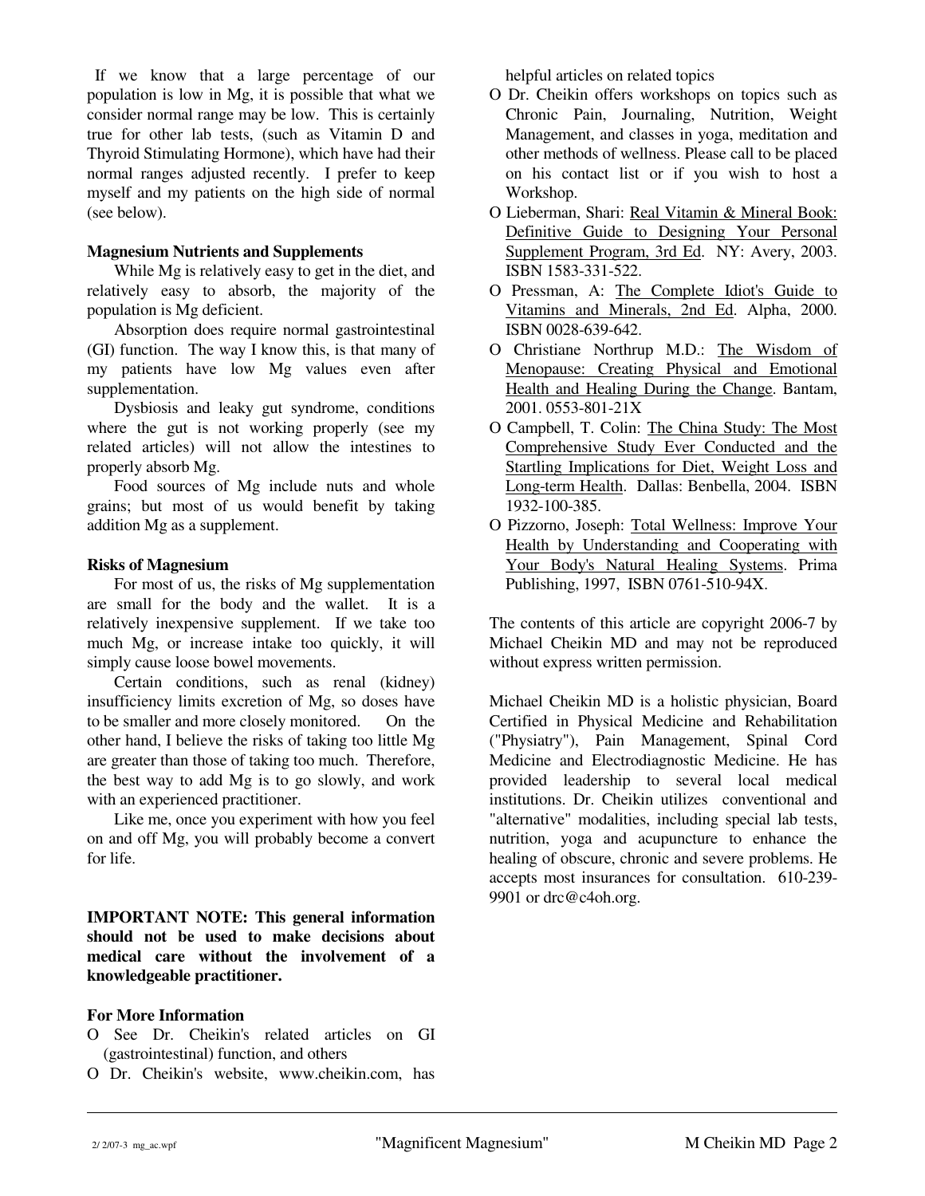If we know that a large percentage of our population is low in Mg, it is possible that what we consider normal range may be low. This is certainly true for other lab tests, (such as Vitamin D and Thyroid Stimulating Hormone), which have had their normal ranges adjusted recently. I prefer to keep myself and my patients on the high side of normal (see below).

**Magnesium Nutrients and Supplements**

While Mg is relatively easy to get in the diet, and relatively easy to absorb, the majority of the population is Mg deficient.

Absorption does require normal gastrointestinal (GI) function. The way I know this, is that many of my patients have low Mg values even after supplementation.

Dysbiosis and leaky gut syndrome, conditions where the gut is not working properly (see my related articles) will not allow the intestines to properly absorb Mg.

Food sources of Mg include nuts and whole grains; but most of us would benefit by taking addition Mg as a supplement.

**Risks of Magnesium**

For most of us, the risks of Mg supplementation are small for the body and the wallet. It is a relatively inexpensive supplement. If we take too much Mg, or increase intake too quickly, it will simply cause loose bowel movements.

Certain conditions, such as renal (kidney) insufficiency limits excretion of Mg, so doses have to be smaller and more closely monitored. On the other hand, I believe the risks of taking too little Mg are greater than those of taking too much. Therefore, the best way to add Mg is to go slowly, and work with an experienced practitioner.

Like me, once you experiment with how you feel on and off Mg, you will probably become a convert for life.

**IMPORTANT NOTE: This general information should not be used to make decisions about medical care without the involvement of a knowledgeable practitioner.**

**For More Information**

- See Dr. Cheikin's related articles on GI (gastrointestinal) function, and others
- Dr. Cheikin's website, www.cheikin.com, has helpful articles on related topics
- Dr. Cheikin offers workshops on topics such as Chronic Pain, Journaling, Nutrition, Weight Management, and classes in yoga, meditation and other methods of wellness. Please call to be placed on his contact list or if you wish to host a Workshop.
- Lieberman, Shari: Real Vitamin & Mineral Book: Definitive Guide to Designing Your Personal Supplement Program, 3rd Ed. NY: Avery, 2003. ISBN 1583-331-522.
- Pressman, A: The Complete Idiot's Guide to Vitamins and Minerals, 2nd Ed. Alpha, 2000. ISBN 0028-639-642.
- Christiane Northrup M.D.: The Wisdom of Menopause: Creating Physical and Emotional Health and Healing During the Change. Bantam, 2001. 0553-801-21X
- Campbell, T. Colin: The China Study: The Most Comprehensive Study Ever Conducted and the Startling Implications for Diet, Weight Loss and Long-term Health. Dallas: Benbella, 2004. ISBN 1932-100-385.
- Pizzorno, Joseph: Total Wellness: Improve Your Health by Understanding and Cooperating with Your Body's Natural Healing Systems. Prima Publishing, 1997, ISBN 0761-510-94X.

The contents of this article are copyright 2006-7 by Michael Cheikin MD and may not be reproduced without express written permission.

Michael Cheikin MD is a holistic physician, Board Certified in Physical Medicine and Rehabilitation ("Physiatry"), Pain Management, Spinal Cord Medicine and Electrodiagnostic Medicine. He has provided leadership to several local medical institutions. Dr. Cheikin utilizes conventional and "alternative" modalities, including special lab tests, nutrition, yoga and acupuncture to enhance the healing of obscure, chronic and severe problems. He accepts most insurances for consultation. 610-239-9901 or drc@c4oh.org.